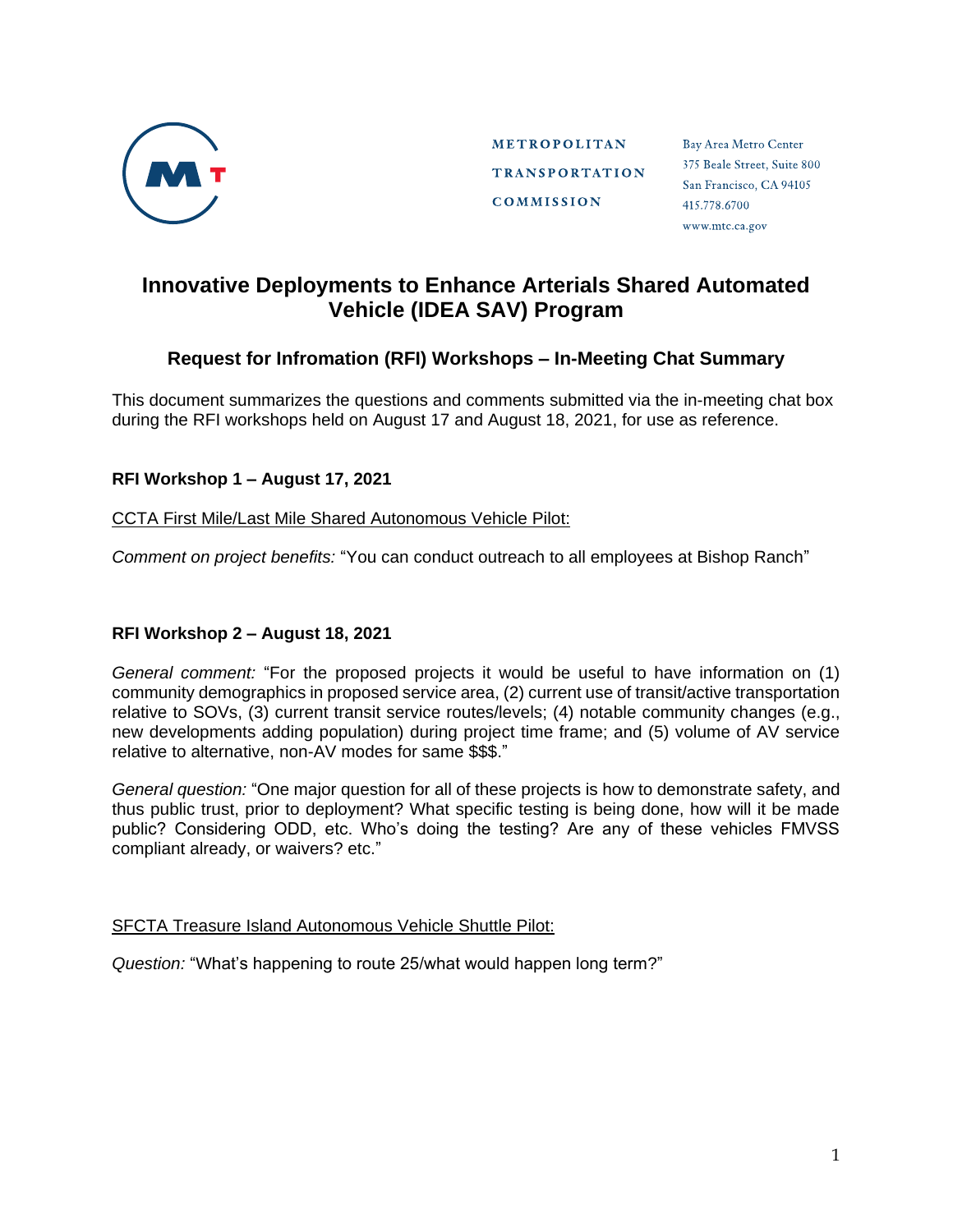METROPOLITAN
TRANSPORTATION
COMMISSION

Bay Area Metro Center
375 Beale Street, Suite 800
San Francisco, CA 94105
415.778.6700
www.mtc.ca.gov

# Innovative Deployments to Enhance Arterials Shared Automated Vehicle (IDEA SAV) Program

## Request for Infromation (RFI) Workshops – In-Meeting Chat Summary

This document summarizes the questions and comments submitted via the in-meeting chat box during the RFI workshops held on August 17 and August 18, 2021, for use as reference.

### RFI Workshop 1 – August 17, 2021

CCTA First Mile/Last Mile Shared Autonomous Vehicle Pilot:

*Comment on project benefits:* "You can conduct outreach to all employees at Bishop Ranch"

### RFI Workshop 2 – August 18, 2021

*General comment:* "For the proposed projects it would be useful to have information on (1) community demographics in proposed service area, (2) current use of transit/active transportation relative to SOVs, (3) current transit service routes/levels; (4) notable community changes (e.g., new developments adding population) during project time frame; and (5) volume of AV service relative to alternative, non-AV modes for same $$$."

*General question:* "One major question for all of these projects is how to demonstrate safety, and thus public trust, prior to deployment? What specific testing is being done, how will it be made public? Considering ODD, etc. Who's doing the testing? Are any of these vehicles FMVSS compliant already, or waivers? etc."

SFCTA Treasure Island Autonomous Vehicle Shuttle Pilot:

*Question:* "What's happening to route 25/what would happen long term?"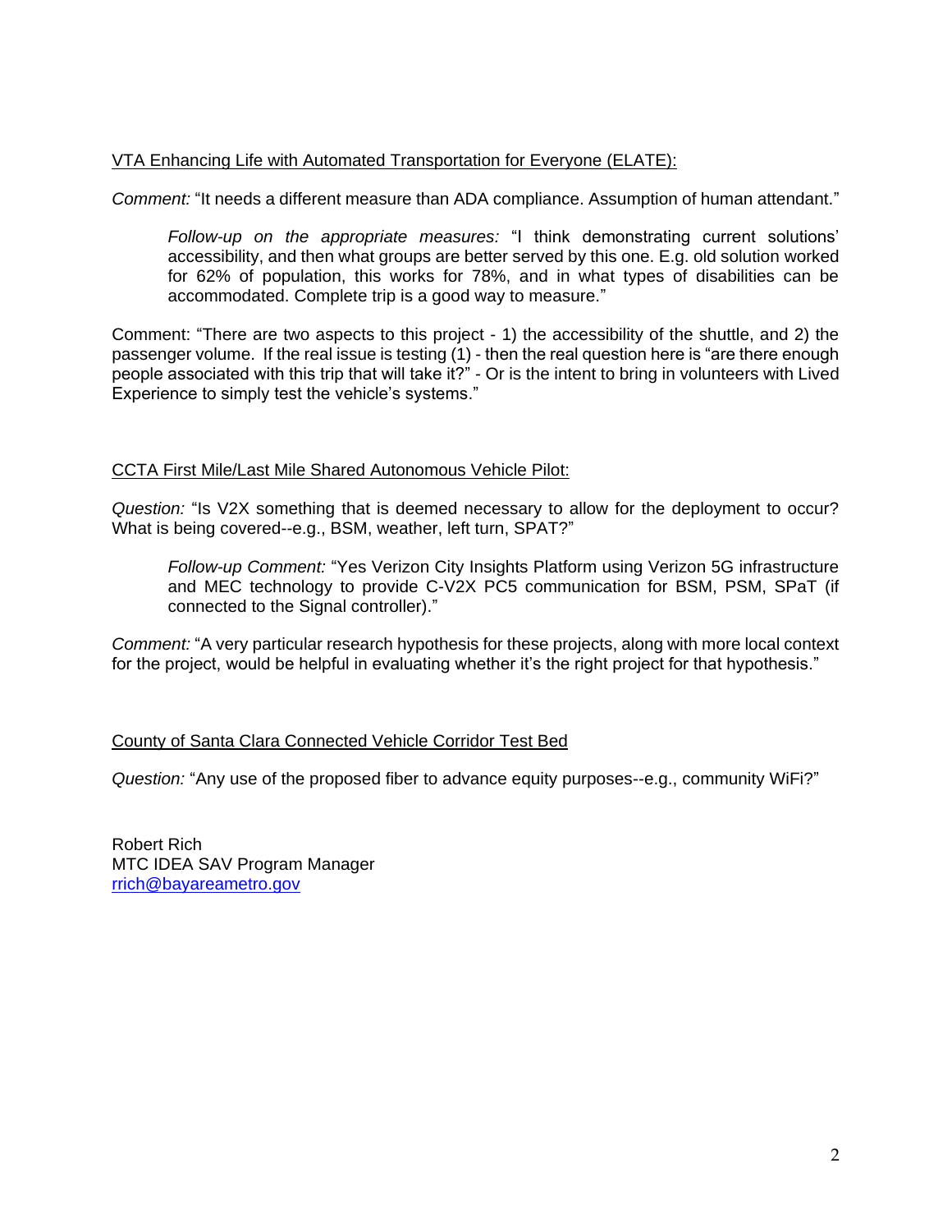<u>VTA Enhancing Life with Automated Transportation for Everyone (ELATE):</u>

*Comment:* "It needs a different measure than ADA compliance. Assumption of human attendant."

> *Follow-up on the appropriate measures:* "I think demonstrating current solutions' accessibility, and then what groups are better served by this one. E.g. old solution worked for 62% of population, this works for 78%, and in what types of disabilities can be accommodated. Complete trip is a good way to measure."

Comment: "There are two aspects to this project - 1) the accessibility of the shuttle, and 2) the passenger volume. If the real issue is testing (1) - then the real question here is "are there enough people associated with this trip that will take it?" - Or is the intent to bring in volunteers with Lived Experience to simply test the vehicle's systems."

<u>CCTA First Mile/Last Mile Shared Autonomous Vehicle Pilot:</u>

*Question:* "Is V2X something that is deemed necessary to allow for the deployment to occur? What is being covered--e.g., BSM, weather, left turn, SPAT?"

> *Follow-up Comment:* "Yes Verizon City Insights Platform using Verizon 5G infrastructure and MEC technology to provide C-V2X PC5 communication for BSM, PSM, SPaT (if connected to the Signal controller)."

*Comment:* "A very particular research hypothesis for these projects, along with more local context for the project, would be helpful in evaluating whether it's the right project for that hypothesis."

<u>County of Santa Clara Connected Vehicle Corridor Test Bed</u>

*Question:* "Any use of the proposed fiber to advance equity purposes--e.g., community WiFi?"

Robert Rich
MTC IDEA SAV Program Manager
rrich@bayareametro.gov